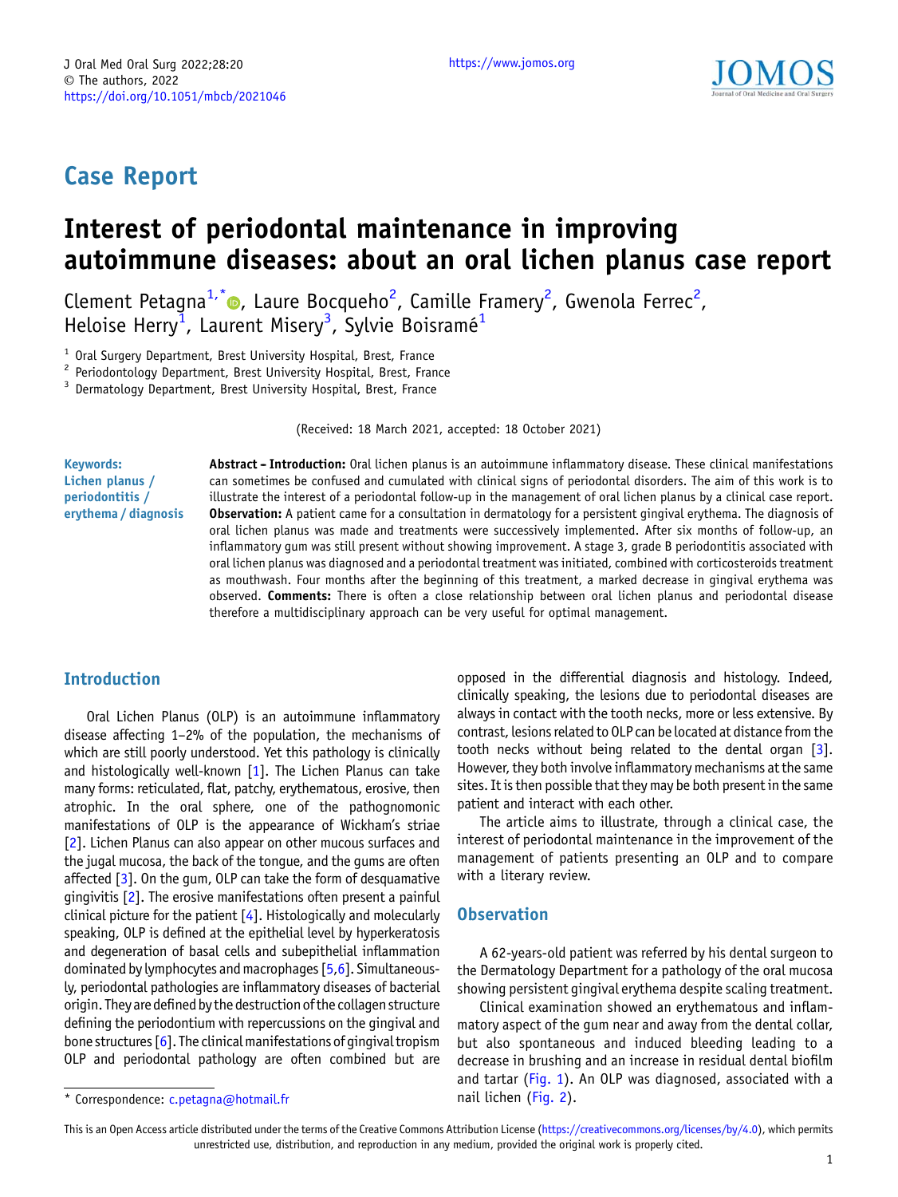# Case Report

# Interest of periodontal maintenance in improving autoimmune diseases: about an oral lichen planus case report

Clement Petagna[1,*], Laure Bocqueho[2], Camille Framery[2], Gwenola Ferrec[2], Heloise Herry[1], Laurent Misery[3], Sylvie Boisramé[1]

[1] Oral Surgery Department, Brest University Hospital, Brest, France
[2] Periodontology Department, Brest University Hospital, Brest, France
[3] Dermatology Department, Brest University Hospital, Brest, France

(Received: 18 March 2021, accepted: 18 October 2021)

**Keywords:** Lichen planus / periodontitis / erythema / diagnosis

**Abstract – Introduction:** Oral lichen planus is an autoimmune inflammatory disease. These clinical manifestations can sometimes be confused and cumulated with clinical signs of periodontal disorders. The aim of this work is to illustrate the interest of a periodontal follow-up in the management of oral lichen planus by a clinical case report. **Observation:** A patient came for a consultation in dermatology for a persistent gingival erythema. The diagnosis of oral lichen planus was made and treatments were successively implemented. After six months of follow-up, an inflammatory gum was still present without showing improvement. A stage 3, grade B periodontitis associated with oral lichen planus was diagnosed and a periodontal treatment was initiated, combined with corticosteroids treatment as mouthwash. Four months after the beginning of this treatment, a marked decrease in gingival erythema was observed. **Comments:** There is often a close relationship between oral lichen planus and periodontal disease therefore a multidisciplinary approach can be very useful for optimal management.

## Introduction

Oral Lichen Planus (OLP) is an autoimmune inflammatory disease affecting 1–2% of the population, the mechanisms of which are still poorly understood. Yet this pathology is clinically and histologically well-known [1]. The Lichen Planus can take many forms: reticulated, flat, patchy, erythematous, erosive, then atrophic. In the oral sphere, one of the pathognomonic manifestations of OLP is the appearance of Wickham's striae [2]. Lichen Planus can also appear on other mucous surfaces and the jugal mucosa, the back of the tongue, and the gums are often affected [3]. On the gum, OLP can take the form of desquamative gingivitis [2]. The erosive manifestations often present a painful clinical picture for the patient [4]. Histologically and molecularly speaking, OLP is defined at the epithelial level by hyperkeratosis and degeneration of basal cells and subepithelial inflammation dominated by lymphocytes and macrophages [5,6]. Simultaneously, periodontal pathologies are inflammatory diseases of bacterial origin. They are defined by the destruction of the collagen structure defining the periodontium with repercussions on the gingival and bone structures [6]. The clinical manifestations of gingival tropism OLP and periodontal pathology are often combined but are opposed in the differential diagnosis and histology. Indeed, clinically speaking, the lesions due to periodontal diseases are always in contact with the tooth necks, more or less extensive. By contrast, lesions related to OLP can be located at distance from the tooth necks without being related to the dental organ [3]. However, they both involve inflammatory mechanisms at the same sites. It is then possible that they may be both present in the same patient and interact with each other.

The article aims to illustrate, through a clinical case, the interest of periodontal maintenance in the improvement of the management of patients presenting an OLP and to compare with a literary review.

## Observation

A 62-years-old patient was referred by his dental surgeon to the Dermatology Department for a pathology of the oral mucosa showing persistent gingival erythema despite scaling treatment.

Clinical examination showed an erythematous and inflammatory aspect of the gum near and away from the dental collar, but also spontaneous and induced bleeding leading to a decrease in brushing and an increase in residual dental biofilm and tartar (Fig. 1). An OLP was diagnosed, associated with a nail lichen (Fig. 2).

* Correspondence: c.petagna@hotmail.fr

This is an Open Access article distributed under the terms of the Creative Commons Attribution License (https://creativecommons.org/licenses/by/4.0), which permits unrestricted use, distribution, and reproduction in any medium, provided the original work is properly cited.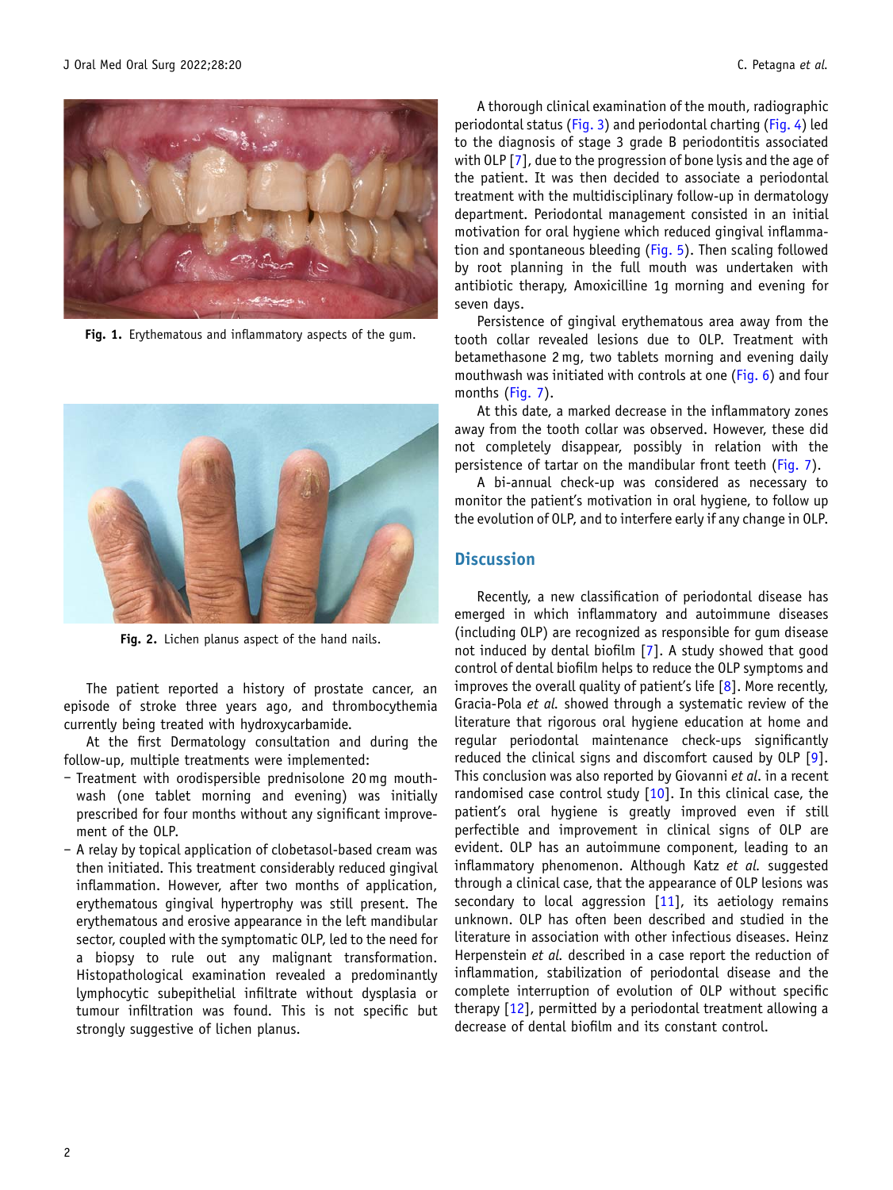Fig. 1. Erythematous and inflammatory aspects of the gum.

Fig. 2. Lichen planus aspect of the hand nails.

The patient reported a history of prostate cancer, an episode of stroke three years ago, and thrombocythemia currently being treated with hydroxycarbamide.

At the first Dermatology consultation and during the follow-up, multiple treatments were implemented:

- Treatment with orodispersible prednisolone 20 mg mouthwash (one tablet morning and evening) was initially prescribed for four months without any significant improvement of the OLP.
- A relay by topical application of clobetasol-based cream was then initiated. This treatment considerably reduced gingival inflammation. However, after two months of application, erythematous gingival hypertrophy was still present. The erythematous and erosive appearance in the left mandibular sector, coupled with the symptomatic OLP, led to the need for a biopsy to rule out any malignant transformation. Histopathological examination revealed a predominantly lymphocytic subepithelial infiltrate without dysplasia or tumour infiltration was found. This is not specific but strongly suggestive of lichen planus.

A thorough clinical examination of the mouth, radiographic periodontal status (Fig. 3) and periodontal charting (Fig. 4) led to the diagnosis of stage 3 grade B periodontitis associated with OLP [7], due to the progression of bone lysis and the age of the patient. It was then decided to associate a periodontal treatment with the multidisciplinary follow-up in dermatology department. Periodontal management consisted in an initial motivation for oral hygiene which reduced gingival inflammation and spontaneous bleeding (Fig. 5). Then scaling followed by root planning in the full mouth was undertaken with antibiotic therapy, Amoxicilline 1g morning and evening for seven days.

Persistence of gingival erythematous area away from the tooth collar revealed lesions due to OLP. Treatment with betamethasone 2 mg, two tablets morning and evening daily mouthwash was initiated with controls at one (Fig. 6) and four months (Fig. 7).

At this date, a marked decrease in the inflammatory zones away from the tooth collar was observed. However, these did not completely disappear, possibly in relation with the persistence of tartar on the mandibular front teeth (Fig. 7).

A bi-annual check-up was considered as necessary to monitor the patient's motivation in oral hygiene, to follow up the evolution of OLP, and to interfere early if any change in OLP.

## Discussion

Recently, a new classification of periodontal disease has emerged in which inflammatory and autoimmune diseases (including OLP) are recognized as responsible for gum disease not induced by dental biofilm [7]. A study showed that good control of dental biofilm helps to reduce the OLP symptoms and improves the overall quality of patient's life [8]. More recently, Gracia-Pola *et al.* showed through a systematic review of the literature that rigorous oral hygiene education at home and regular periodontal maintenance check-ups significantly reduced the clinical signs and discomfort caused by OLP [9]. This conclusion was also reported by Giovanni *et al.* in a recent randomised case control study [10]. In this clinical case, the patient's oral hygiene is greatly improved even if still perfectible and improvement in clinical signs of OLP are evident. OLP has an autoimmune component, leading to an inflammatory phenomenon. Although Katz *et al.* suggested through a clinical case, that the appearance of OLP lesions was secondary to local aggression [11], its aetiology remains unknown. OLP has often been described and studied in the literature in association with other infectious diseases. Heinz Herpenstein *et al.* described in a case report the reduction of inflammation, stabilization of periodontal disease and the complete interruption of evolution of OLP without specific therapy [12], permitted by a periodontal treatment allowing a decrease of dental biofilm and its constant control.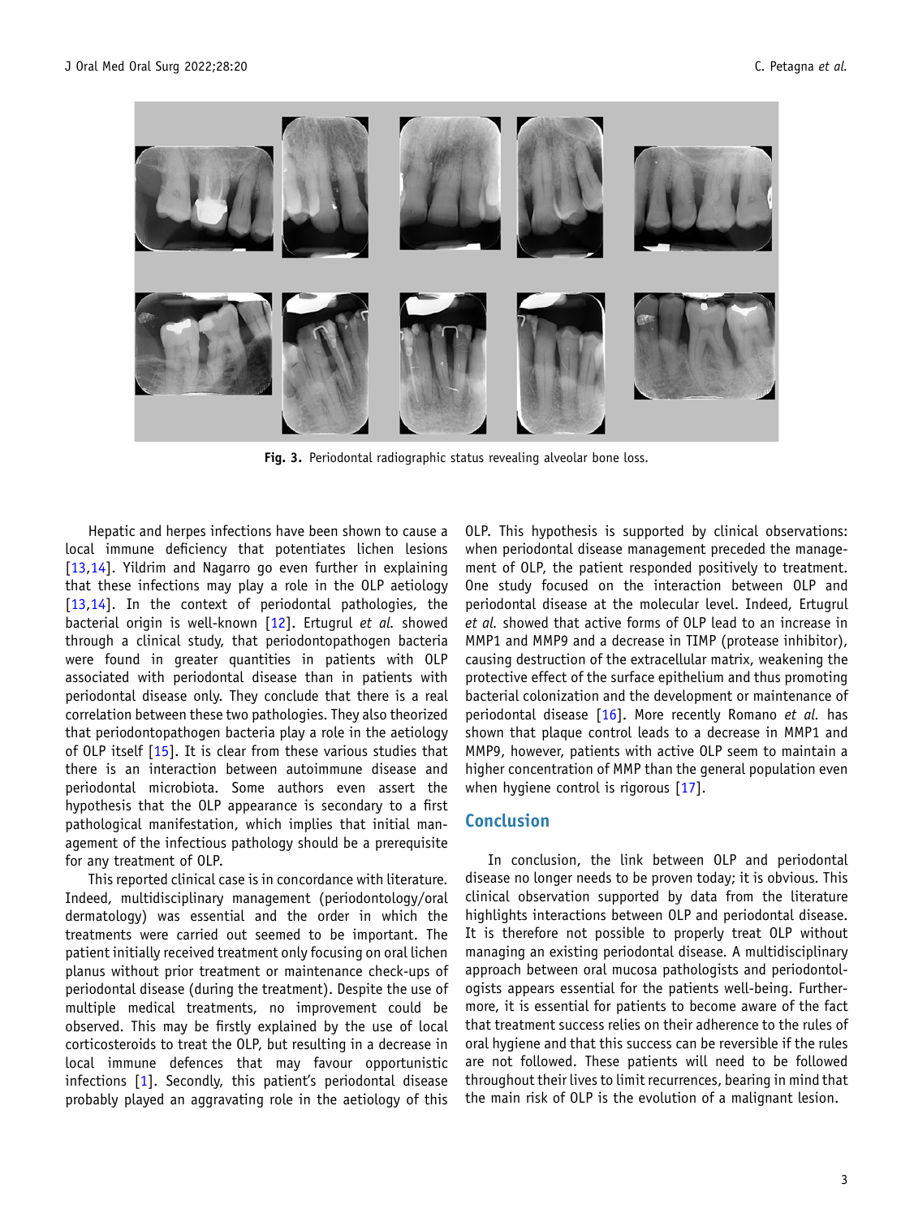Fig. 3. Periodontal radiographic status revealing alveolar bone loss.

Hepatic and herpes infections have been shown to cause a local immune deficiency that potentiates lichen lesions [13,14]. Yildrim and Nagarro go even further in explaining that these infections may play a role in the OLP aetiology [13,14]. In the context of periodontal pathologies, the bacterial origin is well-known [12]. Ertugrul *et al.* showed through a clinical study, that periodontopathogen bacteria were found in greater quantities in patients with OLP associated with periodontal disease than in patients with periodontal disease only. They conclude that there is a real correlation between these two pathologies. They also theorized that periodontopathogen bacteria play a role in the aetiology of OLP itself [15]. It is clear from these various studies that there is an interaction between autoimmune disease and periodontal microbiota. Some authors even assert the hypothesis that the OLP appearance is secondary to a first pathological manifestation, which implies that initial management of the infectious pathology should be a prerequisite for any treatment of OLP.

This reported clinical case is in concordance with literature. Indeed, multidisciplinary management (periodontology/oral dermatology) was essential and the order in which the treatments were carried out seemed to be important. The patient initially received treatment only focusing on oral lichen planus without prior treatment or maintenance check-ups of periodontal disease (during the treatment). Despite the use of multiple medical treatments, no improvement could be observed. This may be firstly explained by the use of local corticosteroids to treat the OLP, but resulting in a decrease in local immune defences that may favour opportunistic infections [1]. Secondly, this patient's periodontal disease probably played an aggravating role in the aetiology of this OLP. This hypothesis is supported by clinical observations: when periodontal disease management preceded the management of OLP, the patient responded positively to treatment. One study focused on the interaction between OLP and periodontal disease at the molecular level. Indeed, Ertugrul *et al.* showed that active forms of OLP lead to an increase in MMP1 and MMP9 and a decrease in TIMP (protease inhibitor), causing destruction of the extracellular matrix, weakening the protective effect of the surface epithelium and thus promoting bacterial colonization and the development or maintenance of periodontal disease [16]. More recently Romano *et al.* has shown that plaque control leads to a decrease in MMP1 and MMP9, however, patients with active OLP seem to maintain a higher concentration of MMP than the general population even when hygiene control is rigorous [17].

## Conclusion

In conclusion, the link between OLP and periodontal disease no longer needs to be proven today; it is obvious. This clinical observation supported by data from the literature highlights interactions between OLP and periodontal disease. It is therefore not possible to properly treat OLP without managing an existing periodontal disease. A multidisciplinary approach between oral mucosa pathologists and periodontologists appears essential for the patients well-being. Furthermore, it is essential for patients to become aware of the fact that treatment success relies on their adherence to the rules of oral hygiene and that this success can be reversible if the rules are not followed. These patients will need to be followed throughout their lives to limit recurrences, bearing in mind that the main risk of OLP is the evolution of a malignant lesion.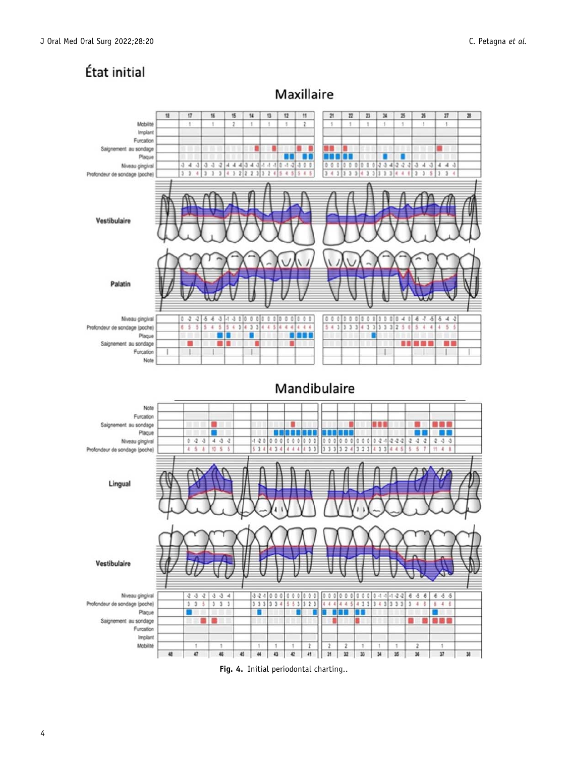## État initial

### Maxillaire

### Mandibulaire

**Fig. 4.** Initial periodontal charting..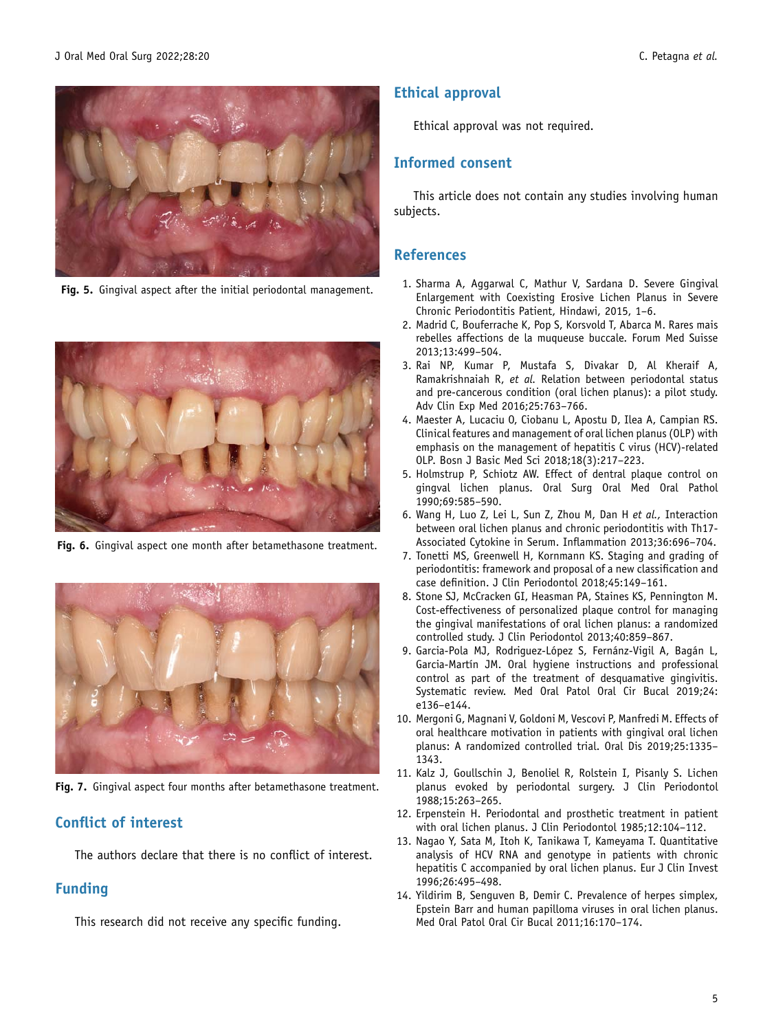Fig. 5. Gingival aspect after the initial periodontal management.

Fig. 6. Gingival aspect one month after betamethasone treatment.

Fig. 7. Gingival aspect four months after betamethasone treatment.

## Conflict of interest

The authors declare that there is no conflict of interest.

## Funding

This research did not receive any specific funding.

## Ethical approval

Ethical approval was not required.

## Informed consent

This article does not contain any studies involving human subjects.

## References

1. Sharma A, Aggarwal C, Mathur V, Sardana D. Severe Gingival Enlargement with Coexisting Erosive Lichen Planus in Severe Chronic Periodontitis Patient, Hindawi, 2015, 1–6.
2. Madrid C, Bouferrache K, Pop S, Korsvold T, Abarca M. Rares mais rebelles affections de la muqueuse buccale. Forum Med Suisse 2013;13:499–504.
3. Rai NP, Kumar P, Mustafa S, Divakar D, Al Kheraif A, Ramakrishnaiah R, *et al.* Relation between periodontal status and pre-cancerous condition (oral lichen planus): a pilot study. Adv Clin Exp Med 2016;25:763–766.
4. Maester A, Lucaciu O, Ciobanu L, Apostu D, Ilea A, Campian RS. Clinical features and management of oral lichen planus (OLP) with emphasis on the management of hepatitis C virus (HCV)-related OLP. Bosn J Basic Med Sci 2018;18(3):217–223.
5. Holmstrup P, Schiotz AW. Effect of dentral plaque control on gingval lichen planus. Oral Surg Oral Med Oral Pathol 1990;69:585–590.
6. Wang H, Luo Z, Lei L, Sun Z, Zhou M, Dan H *et al.,* Interaction between oral lichen planus and chronic periodontitis with Th17-Associated Cytokine in Serum. Inflammation 2013;36:696–704.
7. Tonetti MS, Greenwell H, Kornmann KS. Staging and grading of periodontitis: framework and proposal of a new classification and case definition. J Clin Periodontol 2018;45:149–161.
8. Stone SJ, McCracken GI, Heasman PA, Staines KS, Pennington M. Cost-effectiveness of personalized plaque control for managing the gingival manifestations of oral lichen planus: a randomized controlled study. J Clin Periodontol 2013;40:859–867.
9. Garcia-Pola MJ, Rodriguez-López S, Fernánz-Vigil A, Bagán L, Garcia-Martín JM. Oral hygiene instructions and professional control as part of the treatment of desquamative gingivitis. Systematic review. Med Oral Patol Oral Cir Bucal 2019;24: e136–e144.
10. Mergoni G, Magnani V, Goldoni M, Vescovi P, Manfredi M. Effects of oral healthcare motivation in patients with gingival oral lichen planus: A randomized controlled trial. Oral Dis 2019;25:1335–1343.
11. Kalz J, Goullschin J, Benoliel R, Rolstein I, Pisanly S. Lichen planus evoked by periodontal surgery. J Clin Periodontol 1988;15:263–265.
12. Erpenstein H. Periodontal and prosthetic treatment in patient with oral lichen planus. J Clin Periodontol 1985;12:104–112.
13. Nagao Y, Sata M, Itoh K, Tanikawa T, Kameyama T. Quantitative analysis of HCV RNA and genotype in patients with chronic hepatitis C accompanied by oral lichen planus. Eur J Clin Invest 1996;26:495–498.
14. Yildirim B, Senguven B, Demir C. Prevalence of herpes simplex, Epstein Barr and human papilloma viruses in oral lichen planus. Med Oral Patol Oral Cir Bucal 2011;16:170–174.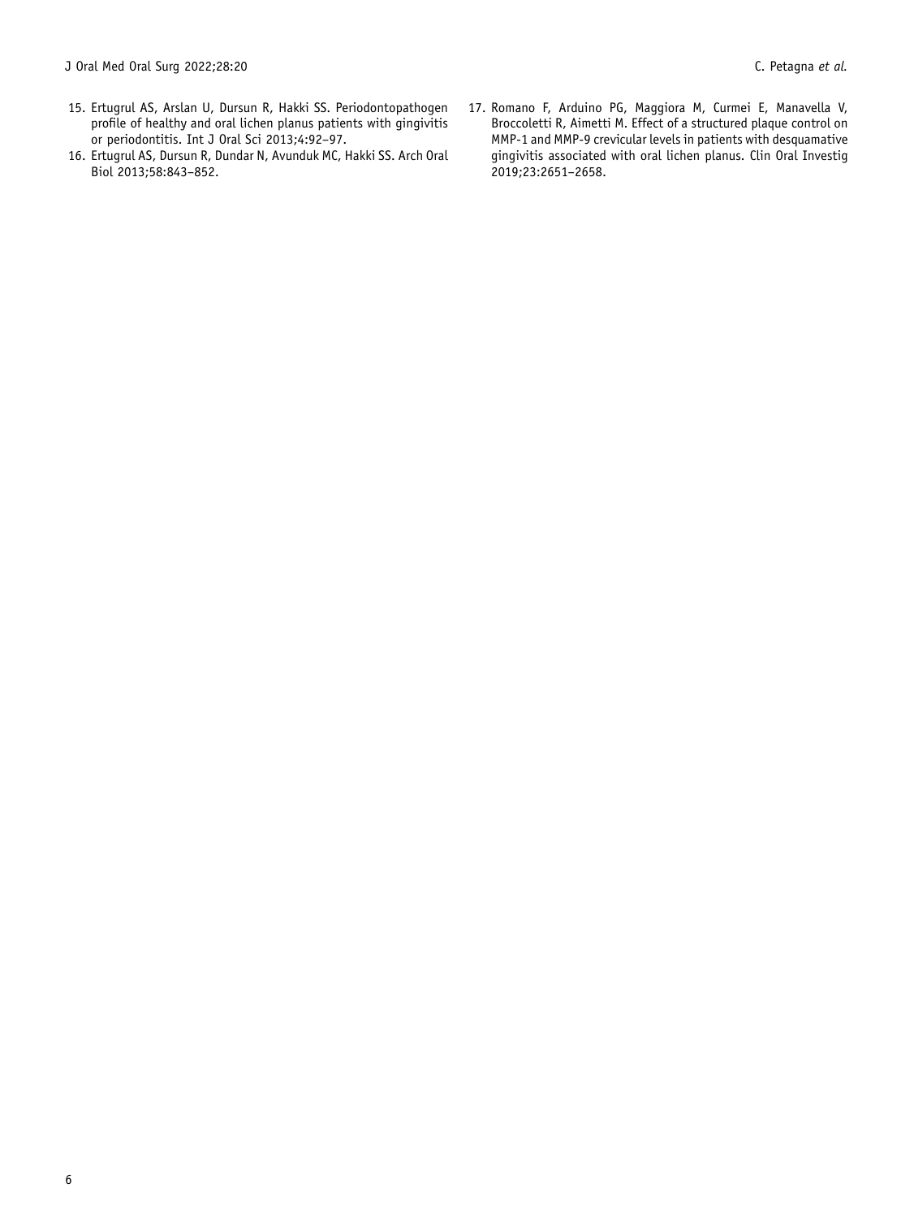15. Ertugrul AS, Arslan U, Dursun R, Hakki SS. Periodontopathogen profile of healthy and oral lichen planus patients with gingivitis or periodontitis. Int J Oral Sci 2013;4:92–97.
16. Ertugrul AS, Dursun R, Dundar N, Avunduk MC, Hakki SS. Arch Oral Biol 2013;58:843–852.
17. Romano F, Arduino PG, Maggiora M, Curmei E, Manavella V, Broccoletti R, Aimetti M. Effect of a structured plaque control on MMP-1 and MMP-9 crevicular levels in patients with desquamative gingivitis associated with oral lichen planus. Clin Oral Investig 2019;23:2651–2658.